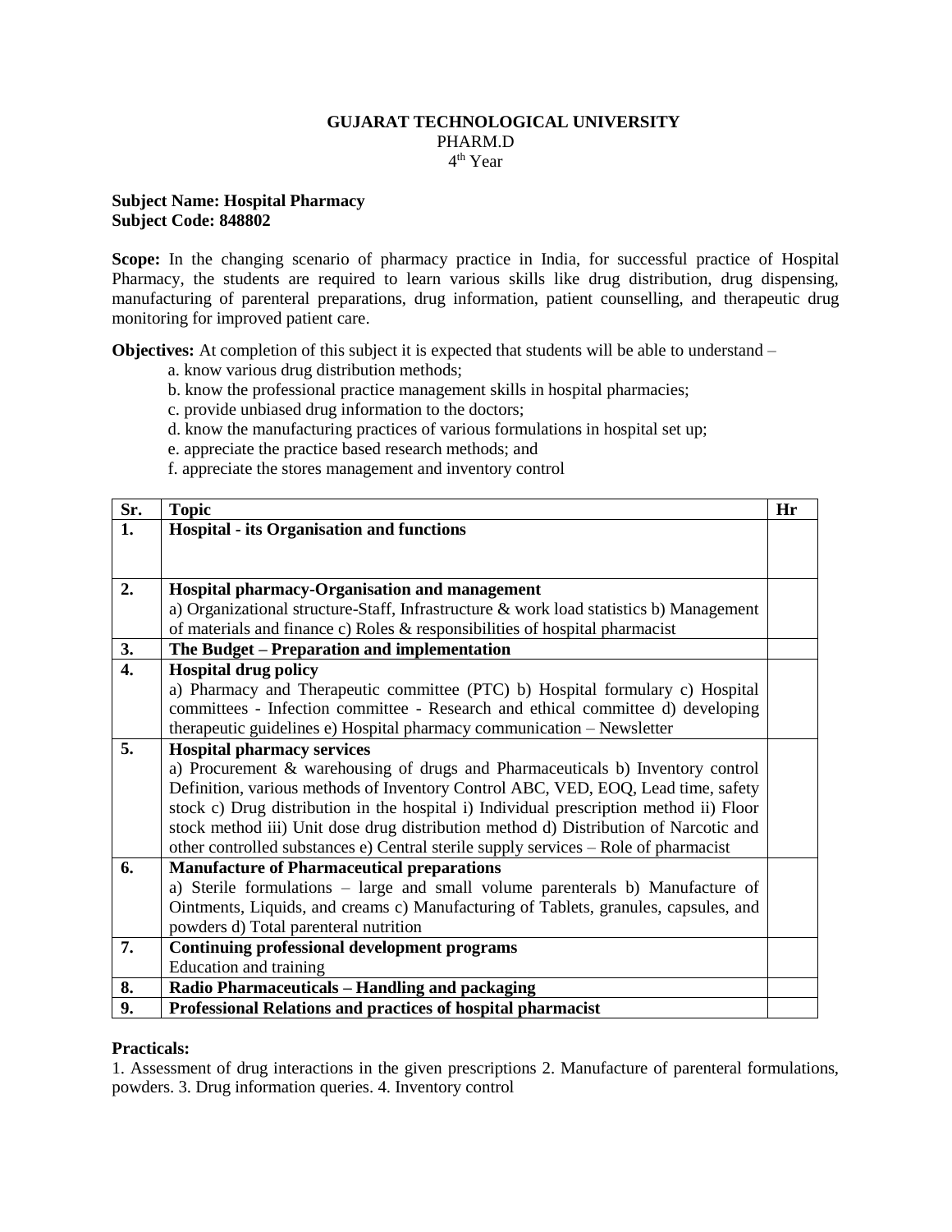**GUJARAT TECHNOLOGICAL UNIVERSITY**
PHARM.D
4th Year

**Subject Name: Hospital Pharmacy**
**Subject Code: 848802**

**Scope:** In the changing scenario of pharmacy practice in India, for successful practice of Hospital Pharmacy, the students are required to learn various skills like drug distribution, drug dispensing, manufacturing of parenteral preparations, drug information, patient counselling, and therapeutic drug monitoring for improved patient care.

**Objectives:** At completion of this subject it is expected that students will be able to understand –

a. know various drug distribution methods;
b. know the professional practice management skills in hospital pharmacies;
c. provide unbiased drug information to the doctors;
d. know the manufacturing practices of various formulations in hospital set up;
e. appreciate the practice based research methods; and
f. appreciate the stores management and inventory control

| Sr. | Topic | Hr |
|---|---|---|
| **1.** | **Hospital - its Organisation and functions** | |
| **2.** | **Hospital pharmacy-Organisation and management**<br>a) Organizational structure-Staff, Infrastructure & work load statistics b) Management of materials and finance c) Roles & responsibilities of hospital pharmacist | |
| **3.** | **The Budget – Preparation and implementation** | |
| **4.** | **Hospital drug policy**<br>a) Pharmacy and Therapeutic committee (PTC) b) Hospital formulary c) Hospital committees - Infection committee - Research and ethical committee d) developing therapeutic guidelines e) Hospital pharmacy communication – Newsletter | |
| **5.** | **Hospital pharmacy services**<br>a) Procurement & warehousing of drugs and Pharmaceuticals b) Inventory control Definition, various methods of Inventory Control ABC, VED, EOQ, Lead time, safety stock c) Drug distribution in the hospital i) Individual prescription method ii) Floor stock method iii) Unit dose drug distribution method d) Distribution of Narcotic and other controlled substances e) Central sterile supply services – Role of pharmacist | |
| **6.** | **Manufacture of Pharmaceutical preparations**<br>a) Sterile formulations – large and small volume parenterals b) Manufacture of Ointments, Liquids, and creams c) Manufacturing of Tablets, granules, capsules, and powders d) Total parenteral nutrition | |
| **7.** | **Continuing professional development programs**<br>Education and training | |
| **8.** | **Radio Pharmaceuticals – Handling and packaging** | |
| **9.** | **Professional Relations and practices of hospital pharmacist** | |

**Practicals:**

1. Assessment of drug interactions in the given prescriptions 2. Manufacture of parenteral formulations, powders. 3. Drug information queries. 4. Inventory control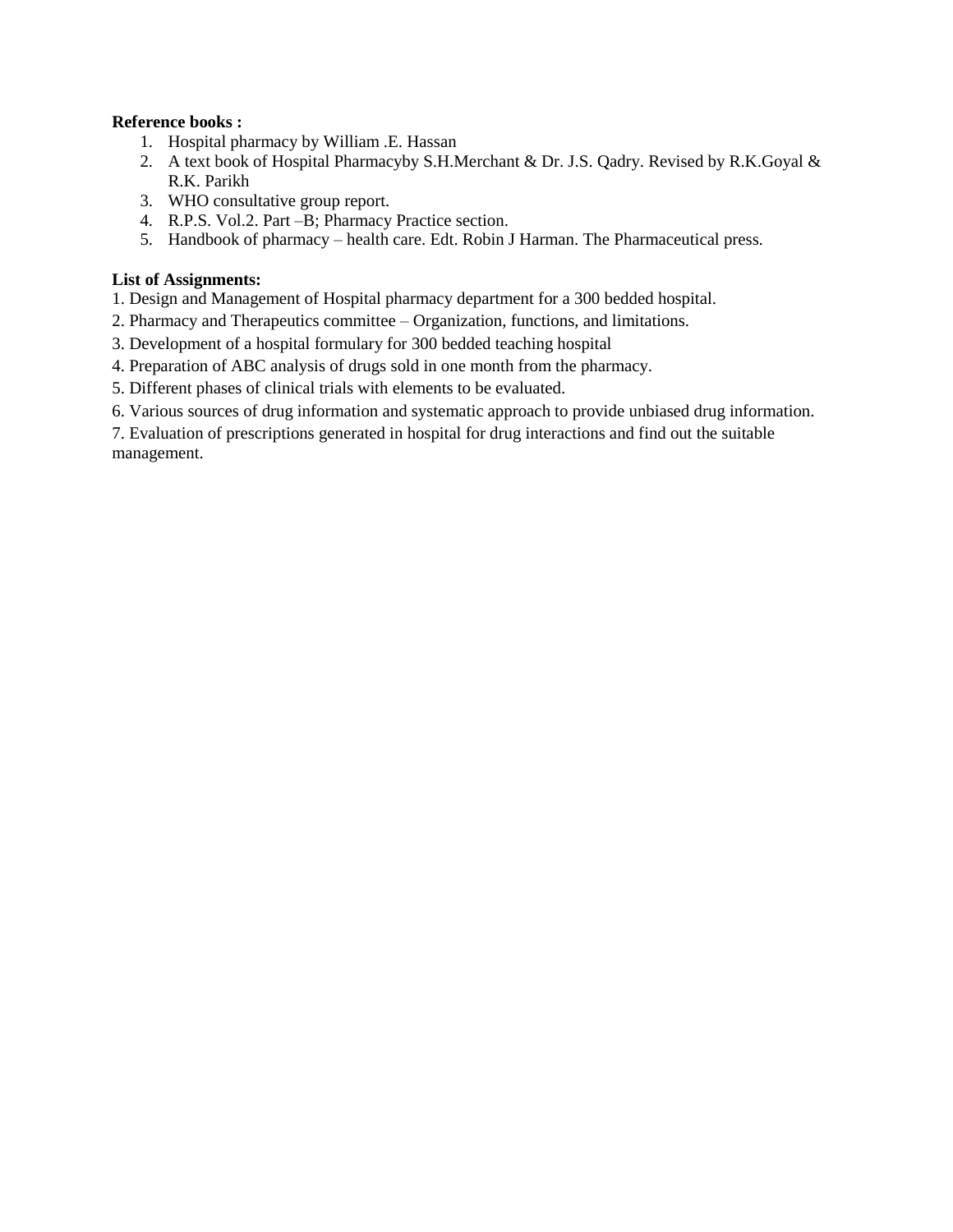**Reference books :**

1. Hospital pharmacy by William .E. Hassan
2. A text book of Hospital Pharmacyby S.H.Merchant & Dr. J.S. Qadry. Revised by R.K.Goyal & R.K. Parikh
3. WHO consultative group report.
4. R.P.S. Vol.2. Part –B; Pharmacy Practice section.
5. Handbook of pharmacy – health care. Edt. Robin J Harman. The Pharmaceutical press.

**List of Assignments:**

1. Design and Management of Hospital pharmacy department for a 300 bedded hospital.
2. Pharmacy and Therapeutics committee – Organization, functions, and limitations.
3. Development of a hospital formulary for 300 bedded teaching hospital
4. Preparation of ABC analysis of drugs sold in one month from the pharmacy.
5. Different phases of clinical trials with elements to be evaluated.
6. Various sources of drug information and systematic approach to provide unbiased drug information.
7. Evaluation of prescriptions generated in hospital for drug interactions and find out the suitable management.